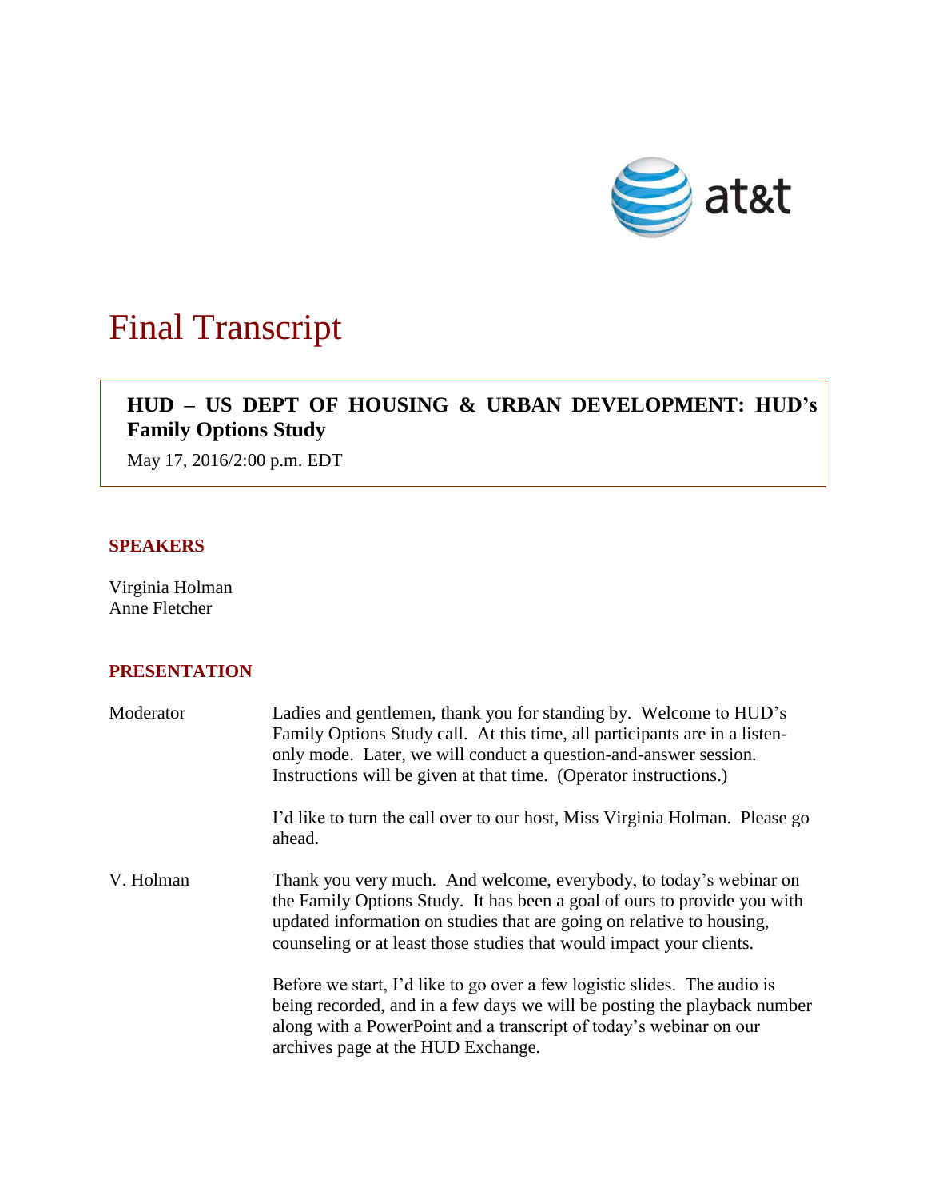# Final Transcript

**HUD – US DEPT OF HOUSING & URBAN DEVELOPMENT: HUD's Family Options Study**

May 17, 2016/2:00 p.m. EDT

## SPEAKERS

Virginia Holman
Anne Fletcher

## PRESENTATION

Moderator: Ladies and gentlemen, thank you for standing by. Welcome to HUD's Family Options Study call. At this time, all participants are in a listen-only mode. Later, we will conduct a question-and-answer session. Instructions will be given at that time. (Operator instructions.)

I'd like to turn the call over to our host, Miss Virginia Holman. Please go ahead.

V. Holman: Thank you very much. And welcome, everybody, to today's webinar on the Family Options Study. It has been a goal of ours to provide you with updated information on studies that are going on relative to housing, counseling or at least those studies that would impact your clients.

Before we start, I'd like to go over a few logistic slides. The audio is being recorded, and in a few days we will be posting the playback number along with a PowerPoint and a transcript of today's webinar on our archives page at the HUD Exchange.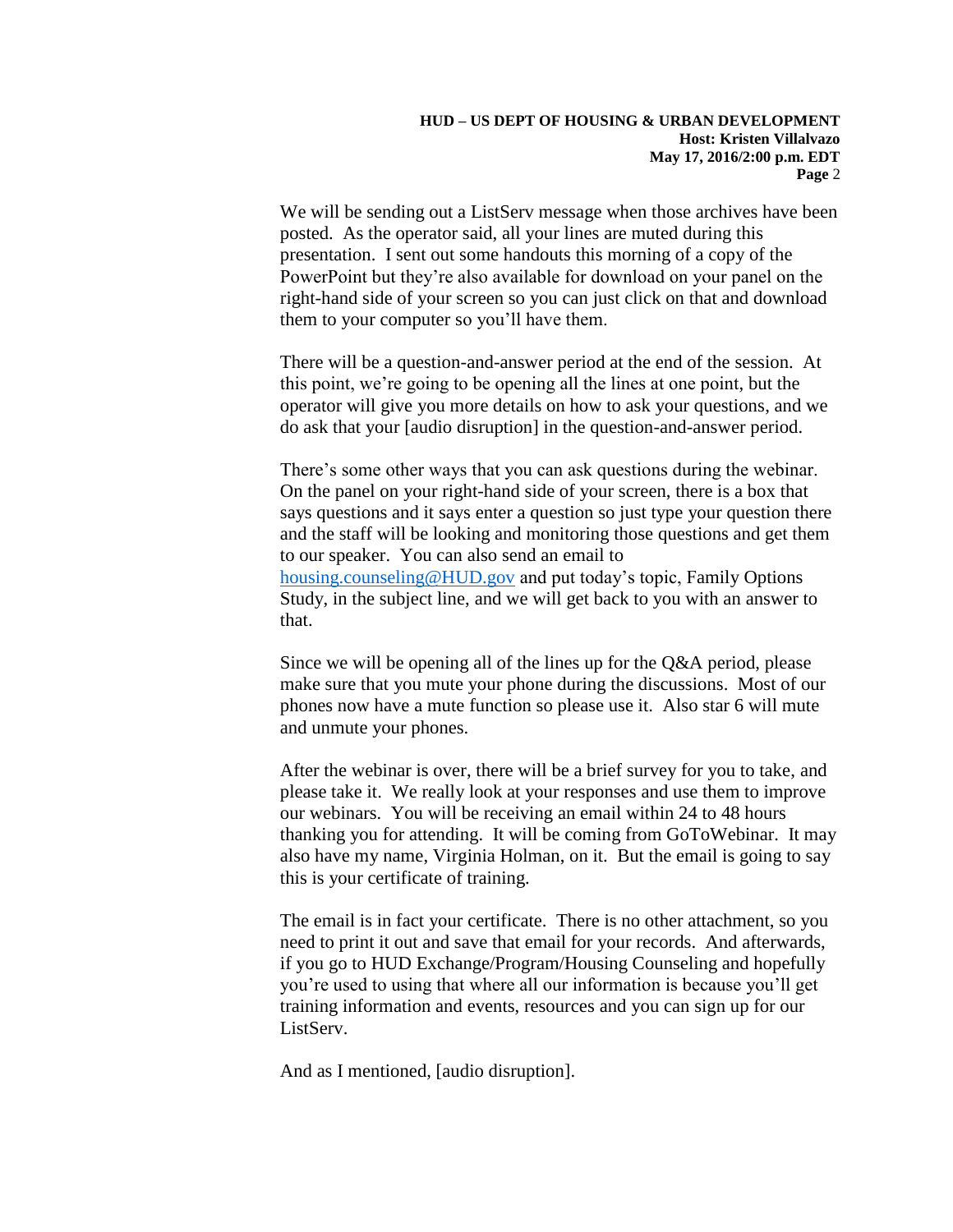We will be sending out a ListServ message when those archives have been posted. As the operator said, all your lines are muted during this presentation. I sent out some handouts this morning of a copy of the PowerPoint but they're also available for download on your panel on the right-hand side of your screen so you can just click on that and download them to your computer so you'll have them.

There will be a question-and-answer period at the end of the session. At this point, we're going to be opening all the lines at one point, but the operator will give you more details on how to ask your questions, and we do ask that your [audio disruption] in the question-and-answer period.

There's some other ways that you can ask questions during the webinar. On the panel on your right-hand side of your screen, there is a box that says questions and it says enter a question so just type your question there and the staff will be looking and monitoring those questions and get them to our speaker. You can also send an email to housing.counseling@HUD.gov and put today's topic, Family Options Study, in the subject line, and we will get back to you with an answer to that.

Since we will be opening all of the lines up for the Q&A period, please make sure that you mute your phone during the discussions. Most of our phones now have a mute function so please use it. Also star 6 will mute and unmute your phones.

After the webinar is over, there will be a brief survey for you to take, and please take it. We really look at your responses and use them to improve our webinars. You will be receiving an email within 24 to 48 hours thanking you for attending. It will be coming from GoToWebinar. It may also have my name, Virginia Holman, on it. But the email is going to say this is your certificate of training.

The email is in fact your certificate. There is no other attachment, so you need to print it out and save that email for your records. And afterwards, if you go to HUD Exchange/Program/Housing Counseling and hopefully you're used to using that where all our information is because you'll get training information and events, resources and you can sign up for our ListServ.

And as I mentioned, [audio disruption].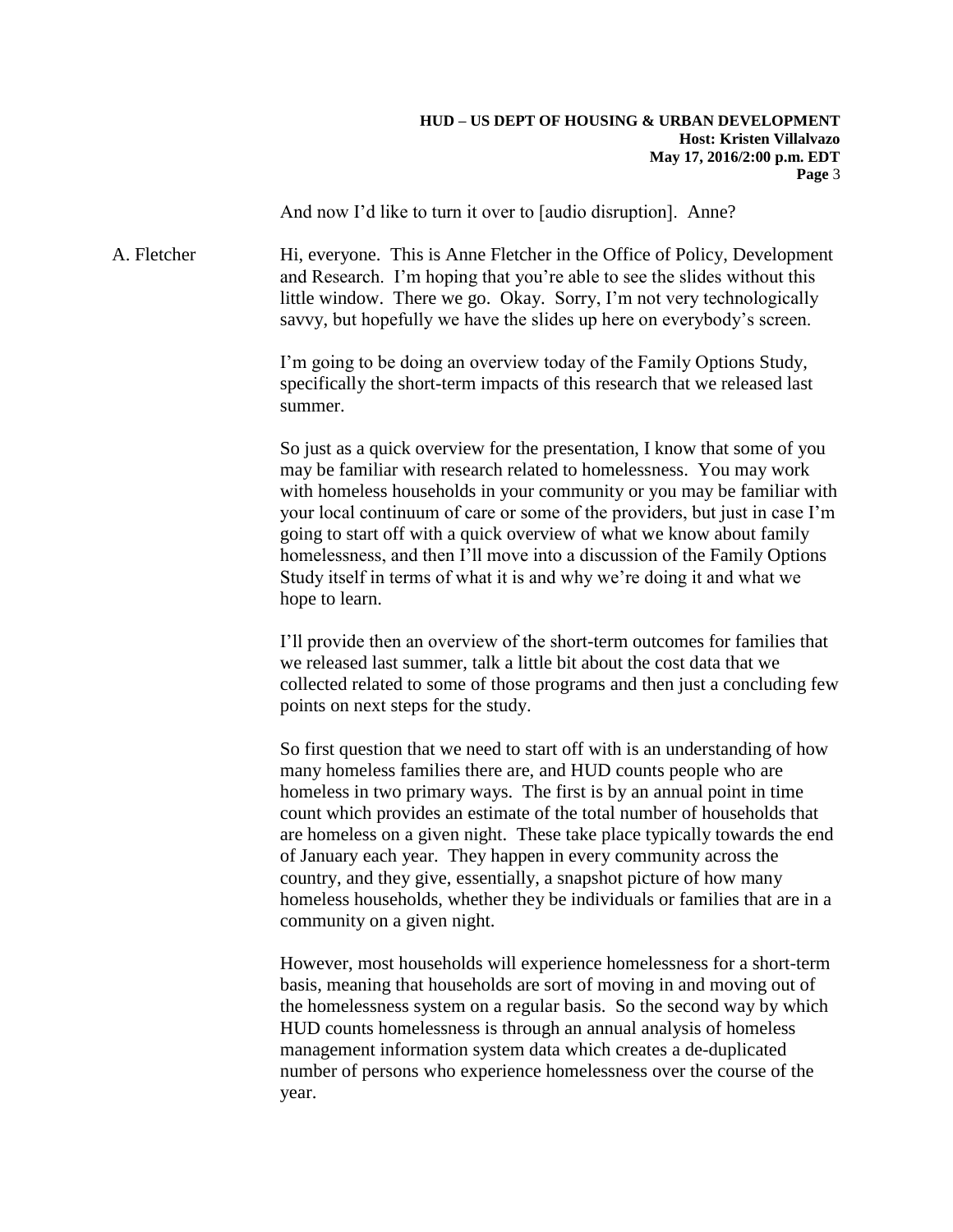And now I'd like to turn it over to [audio disruption]. Anne?

A. Fletcher Hi, everyone. This is Anne Fletcher in the Office of Policy, Development and Research. I'm hoping that you're able to see the slides without this little window. There we go. Okay. Sorry, I'm not very technologically savvy, but hopefully we have the slides up here on everybody's screen.

I'm going to be doing an overview today of the Family Options Study, specifically the short-term impacts of this research that we released last summer.

So just as a quick overview for the presentation, I know that some of you may be familiar with research related to homelessness. You may work with homeless households in your community or you may be familiar with your local continuum of care or some of the providers, but just in case I'm going to start off with a quick overview of what we know about family homelessness, and then I'll move into a discussion of the Family Options Study itself in terms of what it is and why we're doing it and what we hope to learn.

I'll provide then an overview of the short-term outcomes for families that we released last summer, talk a little bit about the cost data that we collected related to some of those programs and then just a concluding few points on next steps for the study.

So first question that we need to start off with is an understanding of how many homeless families there are, and HUD counts people who are homeless in two primary ways. The first is by an annual point in time count which provides an estimate of the total number of households that are homeless on a given night. These take place typically towards the end of January each year. They happen in every community across the country, and they give, essentially, a snapshot picture of how many homeless households, whether they be individuals or families that are in a community on a given night.

However, most households will experience homelessness for a short-term basis, meaning that households are sort of moving in and moving out of the homelessness system on a regular basis. So the second way by which HUD counts homelessness is through an annual analysis of homeless management information system data which creates a de-duplicated number of persons who experience homelessness over the course of the year.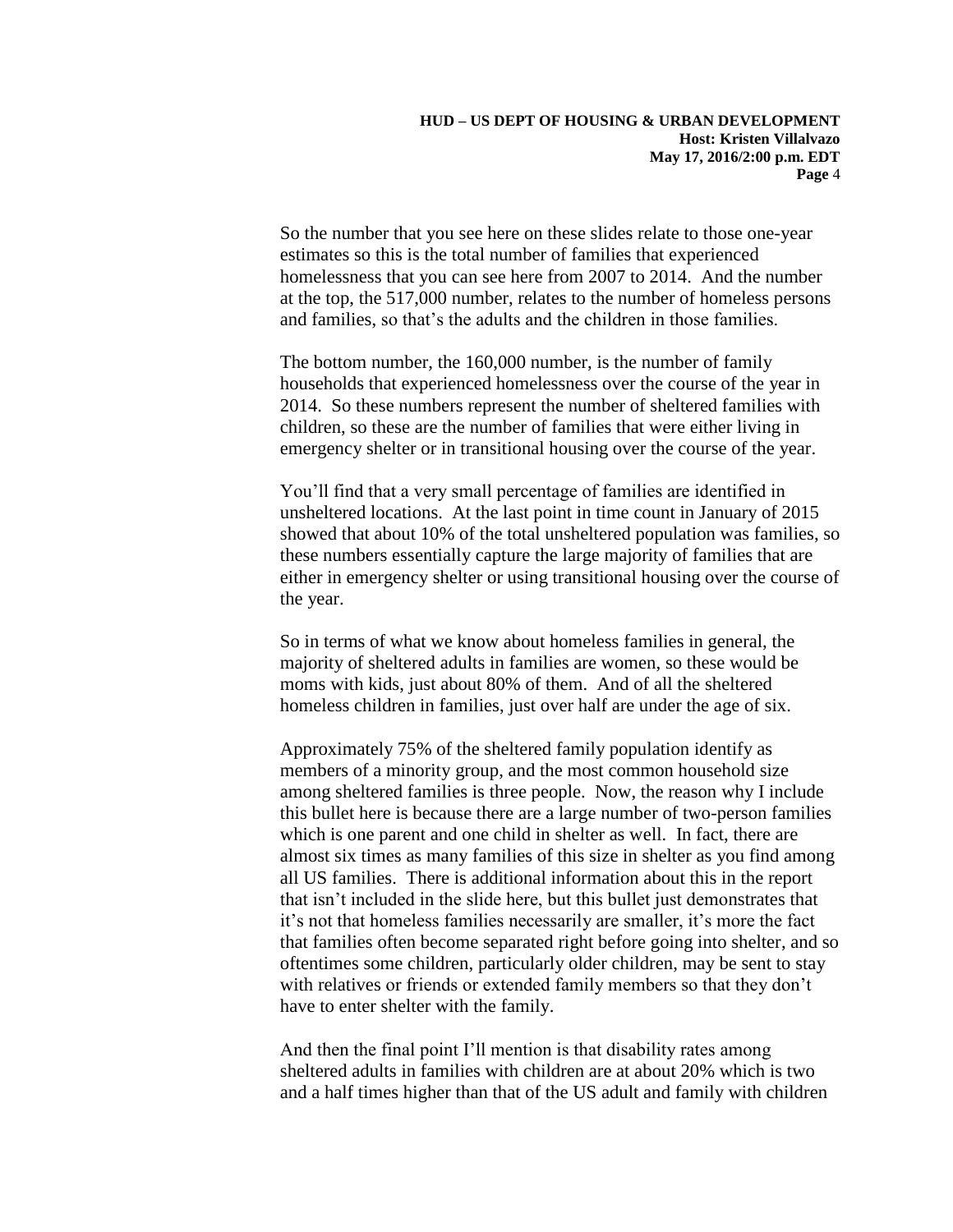So the number that you see here on these slides relate to those one-year estimates so this is the total number of families that experienced homelessness that you can see here from 2007 to 2014. And the number at the top, the 517,000 number, relates to the number of homeless persons and families, so that's the adults and the children in those families.

The bottom number, the 160,000 number, is the number of family households that experienced homelessness over the course of the year in 2014. So these numbers represent the number of sheltered families with children, so these are the number of families that were either living in emergency shelter or in transitional housing over the course of the year.

You'll find that a very small percentage of families are identified in unsheltered locations. At the last point in time count in January of 2015 showed that about 10% of the total unsheltered population was families, so these numbers essentially capture the large majority of families that are either in emergency shelter or using transitional housing over the course of the year.

So in terms of what we know about homeless families in general, the majority of sheltered adults in families are women, so these would be moms with kids, just about 80% of them. And of all the sheltered homeless children in families, just over half are under the age of six.

Approximately 75% of the sheltered family population identify as members of a minority group, and the most common household size among sheltered families is three people. Now, the reason why I include this bullet here is because there are a large number of two-person families which is one parent and one child in shelter as well. In fact, there are almost six times as many families of this size in shelter as you find among all US families. There is additional information about this in the report that isn't included in the slide here, but this bullet just demonstrates that it's not that homeless families necessarily are smaller, it's more the fact that families often become separated right before going into shelter, and so oftentimes some children, particularly older children, may be sent to stay with relatives or friends or extended family members so that they don't have to enter shelter with the family.

And then the final point I'll mention is that disability rates among sheltered adults in families with children are at about 20% which is two and a half times higher than that of the US adult and family with children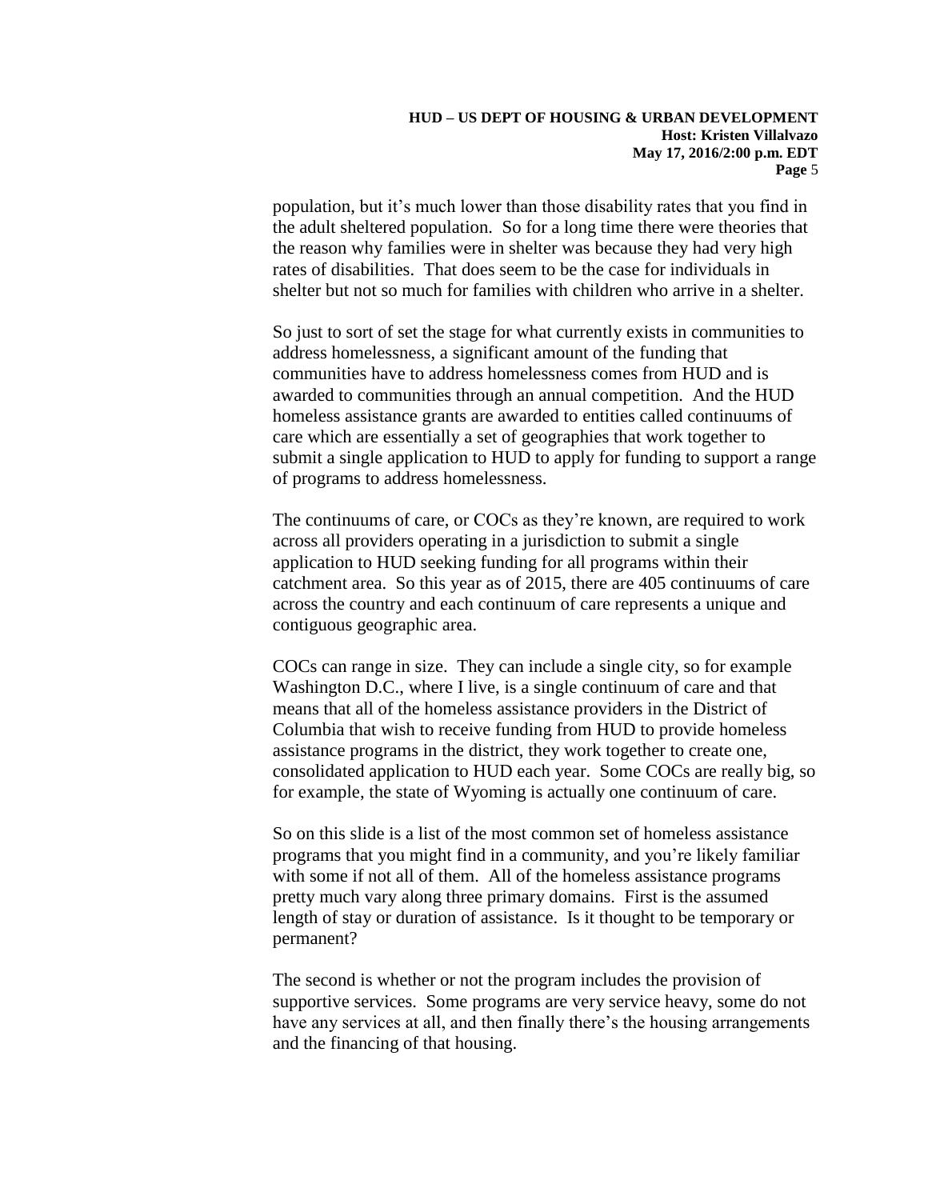population, but it's much lower than those disability rates that you find in the adult sheltered population. So for a long time there were theories that the reason why families were in shelter was because they had very high rates of disabilities. That does seem to be the case for individuals in shelter but not so much for families with children who arrive in a shelter.

So just to sort of set the stage for what currently exists in communities to address homelessness, a significant amount of the funding that communities have to address homelessness comes from HUD and is awarded to communities through an annual competition. And the HUD homeless assistance grants are awarded to entities called continuums of care which are essentially a set of geographies that work together to submit a single application to HUD to apply for funding to support a range of programs to address homelessness.

The continuums of care, or COCs as they're known, are required to work across all providers operating in a jurisdiction to submit a single application to HUD seeking funding for all programs within their catchment area. So this year as of 2015, there are 405 continuums of care across the country and each continuum of care represents a unique and contiguous geographic area.

COCs can range in size. They can include a single city, so for example Washington D.C., where I live, is a single continuum of care and that means that all of the homeless assistance providers in the District of Columbia that wish to receive funding from HUD to provide homeless assistance programs in the district, they work together to create one, consolidated application to HUD each year. Some COCs are really big, so for example, the state of Wyoming is actually one continuum of care.

So on this slide is a list of the most common set of homeless assistance programs that you might find in a community, and you're likely familiar with some if not all of them. All of the homeless assistance programs pretty much vary along three primary domains. First is the assumed length of stay or duration of assistance. Is it thought to be temporary or permanent?

The second is whether or not the program includes the provision of supportive services. Some programs are very service heavy, some do not have any services at all, and then finally there's the housing arrangements and the financing of that housing.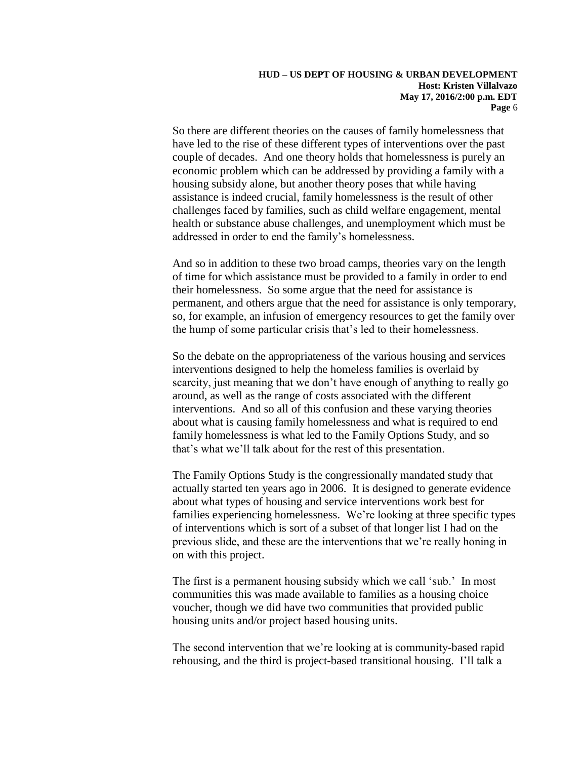So there are different theories on the causes of family homelessness that have led to the rise of these different types of interventions over the past couple of decades. And one theory holds that homelessness is purely an economic problem which can be addressed by providing a family with a housing subsidy alone, but another theory poses that while having assistance is indeed crucial, family homelessness is the result of other challenges faced by families, such as child welfare engagement, mental health or substance abuse challenges, and unemployment which must be addressed in order to end the family's homelessness.

And so in addition to these two broad camps, theories vary on the length of time for which assistance must be provided to a family in order to end their homelessness. So some argue that the need for assistance is permanent, and others argue that the need for assistance is only temporary, so, for example, an infusion of emergency resources to get the family over the hump of some particular crisis that's led to their homelessness.

So the debate on the appropriateness of the various housing and services interventions designed to help the homeless families is overlaid by scarcity, just meaning that we don't have enough of anything to really go around, as well as the range of costs associated with the different interventions. And so all of this confusion and these varying theories about what is causing family homelessness and what is required to end family homelessness is what led to the Family Options Study, and so that's what we'll talk about for the rest of this presentation.

The Family Options Study is the congressionally mandated study that actually started ten years ago in 2006. It is designed to generate evidence about what types of housing and service interventions work best for families experiencing homelessness. We're looking at three specific types of interventions which is sort of a subset of that longer list I had on the previous slide, and these are the interventions that we're really honing in on with this project.

The first is a permanent housing subsidy which we call 'sub.' In most communities this was made available to families as a housing choice voucher, though we did have two communities that provided public housing units and/or project based housing units.

The second intervention that we're looking at is community-based rapid rehousing, and the third is project-based transitional housing. I'll talk a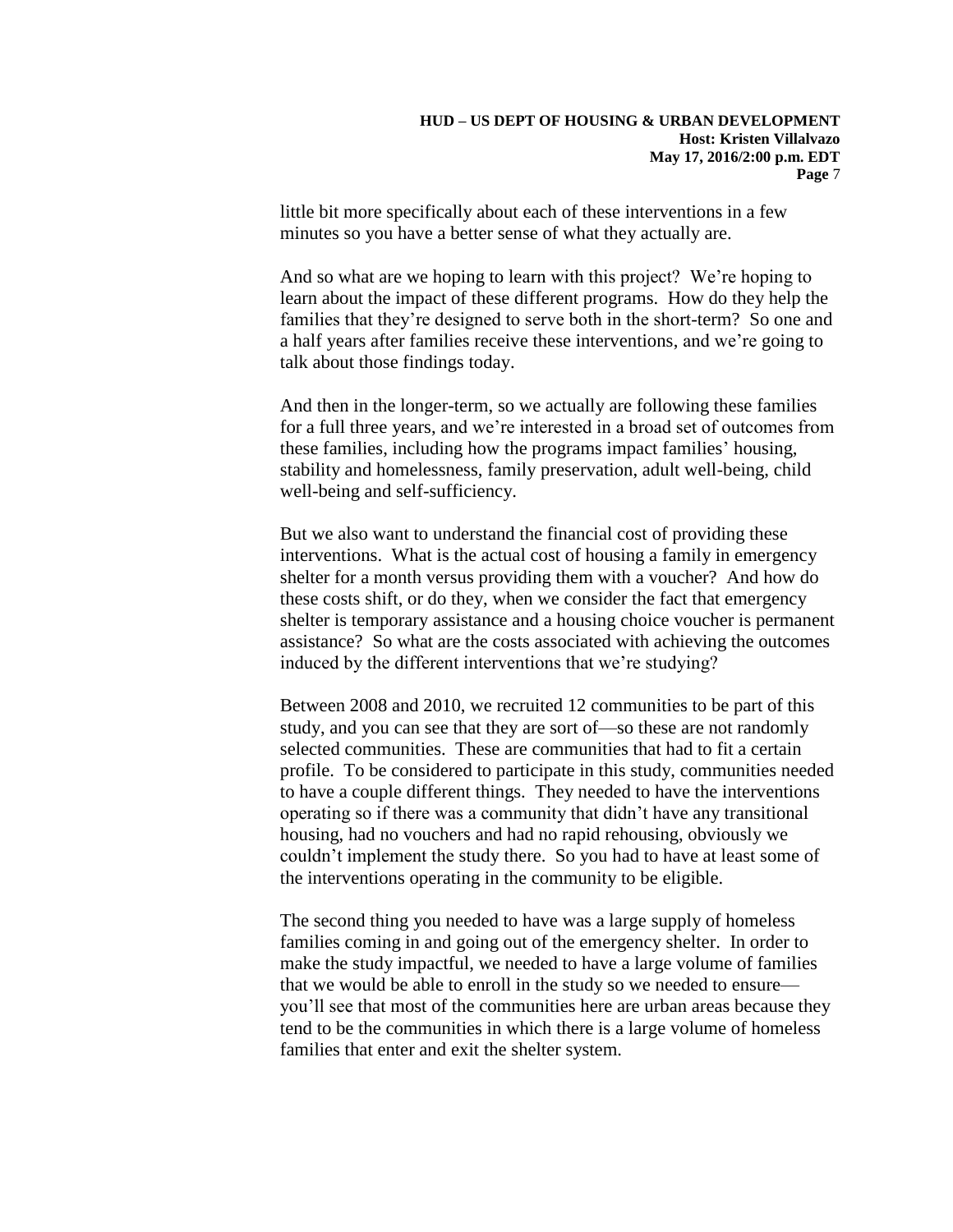little bit more specifically about each of these interventions in a few minutes so you have a better sense of what they actually are.

And so what are we hoping to learn with this project? We're hoping to learn about the impact of these different programs. How do they help the families that they're designed to serve both in the short-term? So one and a half years after families receive these interventions, and we're going to talk about those findings today.

And then in the longer-term, so we actually are following these families for a full three years, and we're interested in a broad set of outcomes from these families, including how the programs impact families' housing, stability and homelessness, family preservation, adult well-being, child well-being and self-sufficiency.

But we also want to understand the financial cost of providing these interventions. What is the actual cost of housing a family in emergency shelter for a month versus providing them with a voucher? And how do these costs shift, or do they, when we consider the fact that emergency shelter is temporary assistance and a housing choice voucher is permanent assistance? So what are the costs associated with achieving the outcomes induced by the different interventions that we're studying?

Between 2008 and 2010, we recruited 12 communities to be part of this study, and you can see that they are sort of—so these are not randomly selected communities. These are communities that had to fit a certain profile. To be considered to participate in this study, communities needed to have a couple different things. They needed to have the interventions operating so if there was a community that didn't have any transitional housing, had no vouchers and had no rapid rehousing, obviously we couldn't implement the study there. So you had to have at least some of the interventions operating in the community to be eligible.

The second thing you needed to have was a large supply of homeless families coming in and going out of the emergency shelter. In order to make the study impactful, we needed to have a large volume of families that we would be able to enroll in the study so we needed to ensure—you'll see that most of the communities here are urban areas because they tend to be the communities in which there is a large volume of homeless families that enter and exit the shelter system.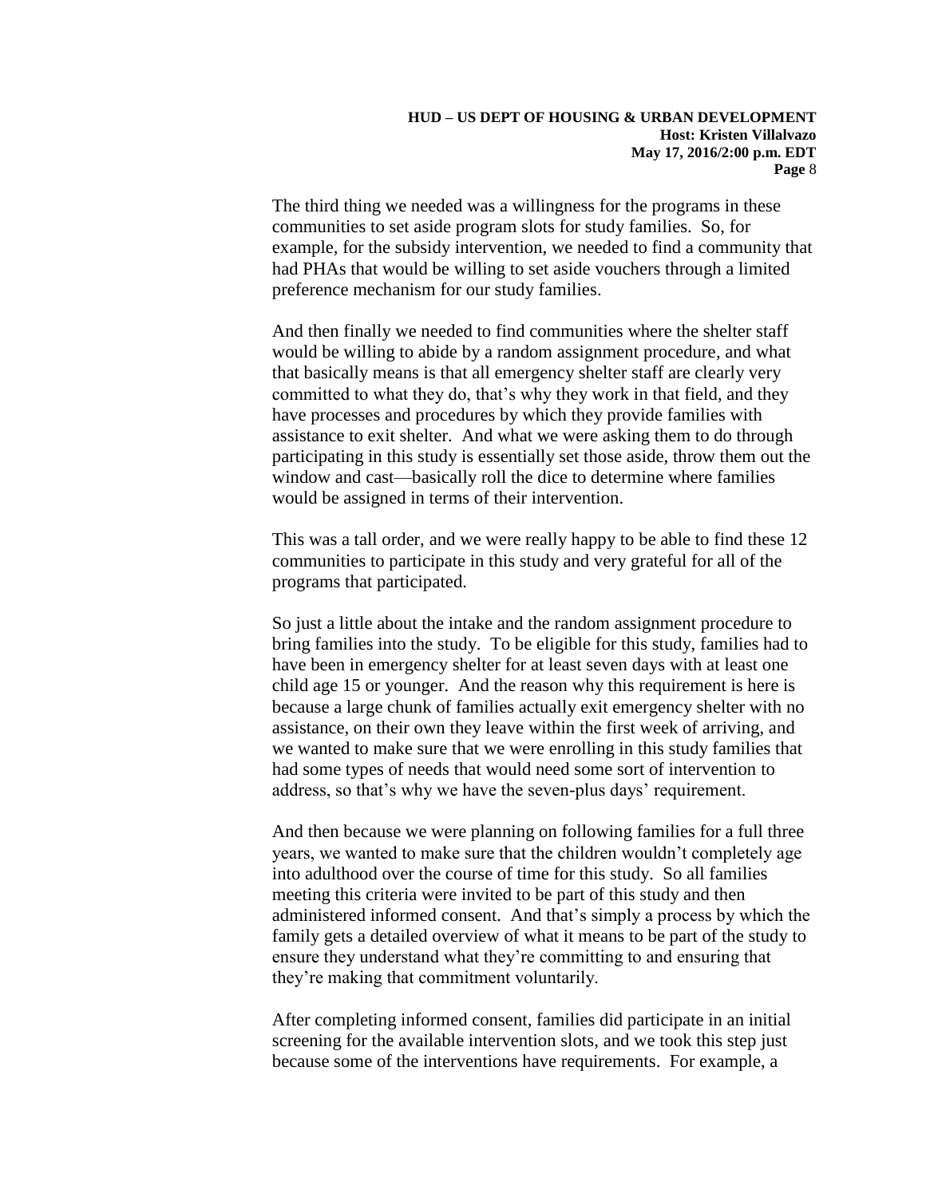The third thing we needed was a willingness for the programs in these communities to set aside program slots for study families. So, for example, for the subsidy intervention, we needed to find a community that had PHAs that would be willing to set aside vouchers through a limited preference mechanism for our study families.

And then finally we needed to find communities where the shelter staff would be willing to abide by a random assignment procedure, and what that basically means is that all emergency shelter staff are clearly very committed to what they do, that's why they work in that field, and they have processes and procedures by which they provide families with assistance to exit shelter. And what we were asking them to do through participating in this study is essentially set those aside, throw them out the window and cast—basically roll the dice to determine where families would be assigned in terms of their intervention.

This was a tall order, and we were really happy to be able to find these 12 communities to participate in this study and very grateful for all of the programs that participated.

So just a little about the intake and the random assignment procedure to bring families into the study. To be eligible for this study, families had to have been in emergency shelter for at least seven days with at least one child age 15 or younger. And the reason why this requirement is here is because a large chunk of families actually exit emergency shelter with no assistance, on their own they leave within the first week of arriving, and we wanted to make sure that we were enrolling in this study families that had some types of needs that would need some sort of intervention to address, so that's why we have the seven-plus days' requirement.

And then because we were planning on following families for a full three years, we wanted to make sure that the children wouldn't completely age into adulthood over the course of time for this study. So all families meeting this criteria were invited to be part of this study and then administered informed consent. And that's simply a process by which the family gets a detailed overview of what it means to be part of the study to ensure they understand what they're committing to and ensuring that they're making that commitment voluntarily.

After completing informed consent, families did participate in an initial screening for the available intervention slots, and we took this step just because some of the interventions have requirements. For example, a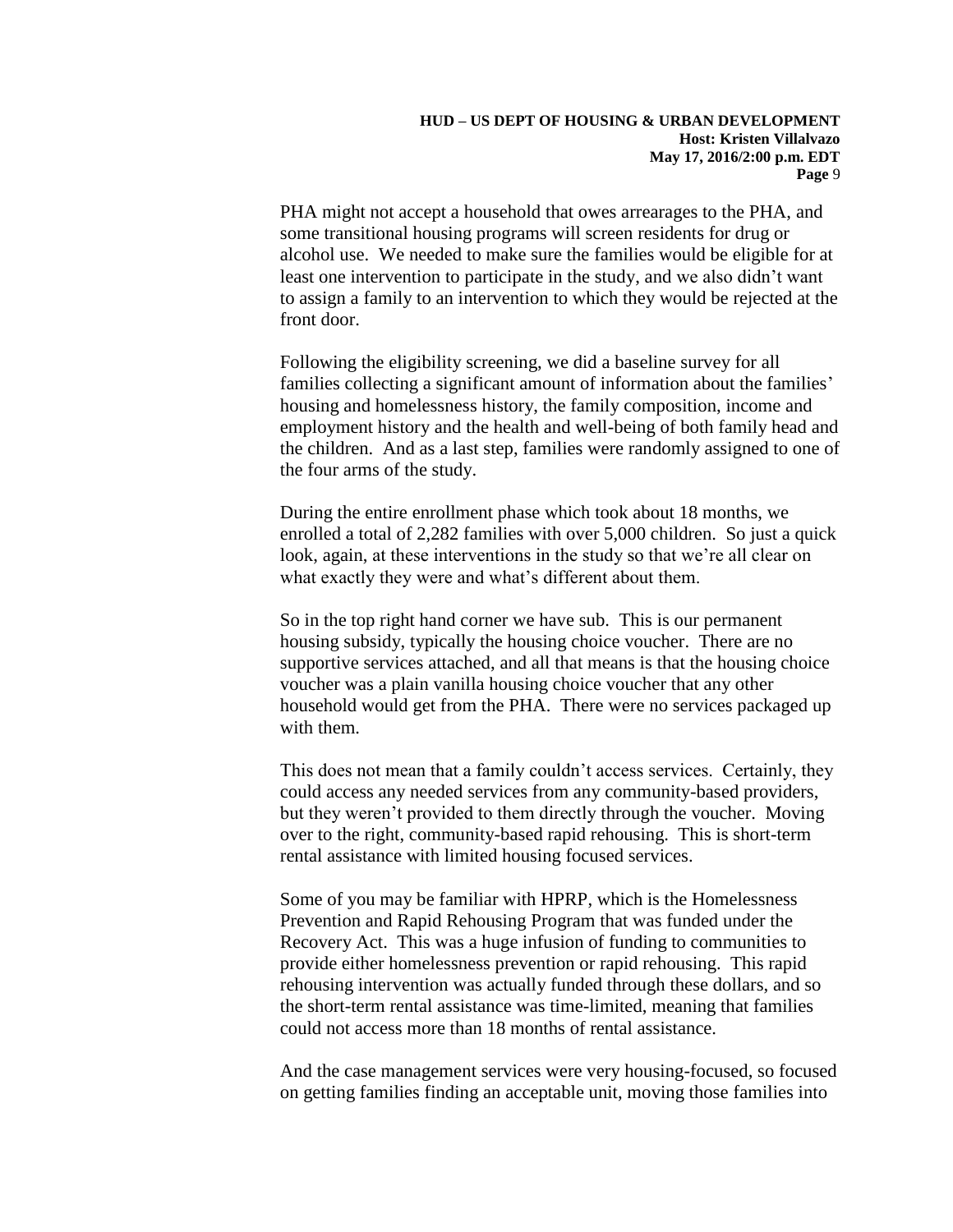PHA might not accept a household that owes arrearages to the PHA, and some transitional housing programs will screen residents for drug or alcohol use. We needed to make sure the families would be eligible for at least one intervention to participate in the study, and we also didn't want to assign a family to an intervention to which they would be rejected at the front door.

Following the eligibility screening, we did a baseline survey for all families collecting a significant amount of information about the families' housing and homelessness history, the family composition, income and employment history and the health and well-being of both family head and the children. And as a last step, families were randomly assigned to one of the four arms of the study.

During the entire enrollment phase which took about 18 months, we enrolled a total of 2,282 families with over 5,000 children. So just a quick look, again, at these interventions in the study so that we're all clear on what exactly they were and what's different about them.

So in the top right hand corner we have sub. This is our permanent housing subsidy, typically the housing choice voucher. There are no supportive services attached, and all that means is that the housing choice voucher was a plain vanilla housing choice voucher that any other household would get from the PHA. There were no services packaged up with them.

This does not mean that a family couldn't access services. Certainly, they could access any needed services from any community-based providers, but they weren't provided to them directly through the voucher. Moving over to the right, community-based rapid rehousing. This is short-term rental assistance with limited housing focused services.

Some of you may be familiar with HPRP, which is the Homelessness Prevention and Rapid Rehousing Program that was funded under the Recovery Act. This was a huge infusion of funding to communities to provide either homelessness prevention or rapid rehousing. This rapid rehousing intervention was actually funded through these dollars, and so the short-term rental assistance was time-limited, meaning that families could not access more than 18 months of rental assistance.

And the case management services were very housing-focused, so focused on getting families finding an acceptable unit, moving those families into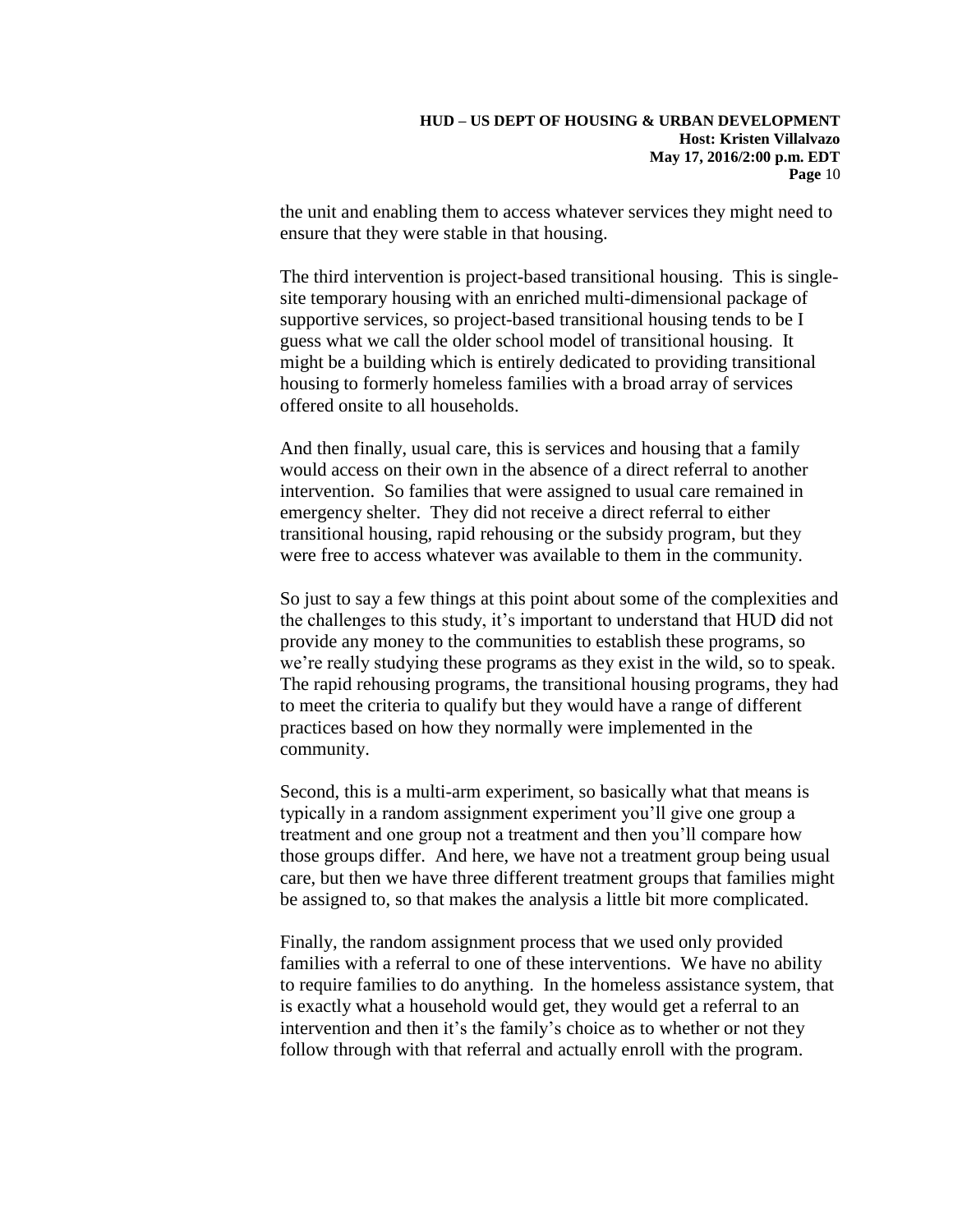the unit and enabling them to access whatever services they might need to ensure that they were stable in that housing.

The third intervention is project-based transitional housing. This is single-site temporary housing with an enriched multi-dimensional package of supportive services, so project-based transitional housing tends to be I guess what we call the older school model of transitional housing. It might be a building which is entirely dedicated to providing transitional housing to formerly homeless families with a broad array of services offered onsite to all households.

And then finally, usual care, this is services and housing that a family would access on their own in the absence of a direct referral to another intervention. So families that were assigned to usual care remained in emergency shelter. They did not receive a direct referral to either transitional housing, rapid rehousing or the subsidy program, but they were free to access whatever was available to them in the community.

So just to say a few things at this point about some of the complexities and the challenges to this study, it's important to understand that HUD did not provide any money to the communities to establish these programs, so we're really studying these programs as they exist in the wild, so to speak. The rapid rehousing programs, the transitional housing programs, they had to meet the criteria to qualify but they would have a range of different practices based on how they normally were implemented in the community.

Second, this is a multi-arm experiment, so basically what that means is typically in a random assignment experiment you'll give one group a treatment and one group not a treatment and then you'll compare how those groups differ. And here, we have not a treatment group being usual care, but then we have three different treatment groups that families might be assigned to, so that makes the analysis a little bit more complicated.

Finally, the random assignment process that we used only provided families with a referral to one of these interventions. We have no ability to require families to do anything. In the homeless assistance system, that is exactly what a household would get, they would get a referral to an intervention and then it's the family's choice as to whether or not they follow through with that referral and actually enroll with the program.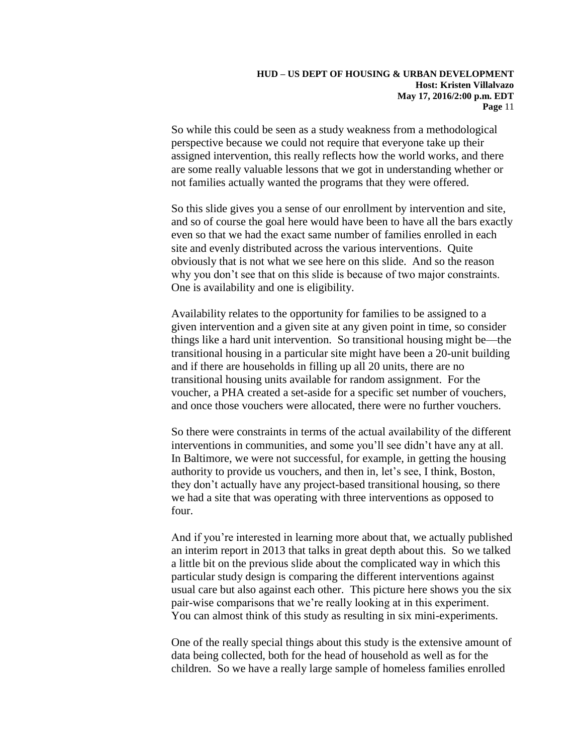So while this could be seen as a study weakness from a methodological perspective because we could not require that everyone take up their assigned intervention, this really reflects how the world works, and there are some really valuable lessons that we got in understanding whether or not families actually wanted the programs that they were offered.

So this slide gives you a sense of our enrollment by intervention and site, and so of course the goal here would have been to have all the bars exactly even so that we had the exact same number of families enrolled in each site and evenly distributed across the various interventions. Quite obviously that is not what we see here on this slide. And so the reason why you don't see that on this slide is because of two major constraints. One is availability and one is eligibility.

Availability relates to the opportunity for families to be assigned to a given intervention and a given site at any given point in time, so consider things like a hard unit intervention. So transitional housing might be—the transitional housing in a particular site might have been a 20-unit building and if there are households in filling up all 20 units, there are no transitional housing units available for random assignment. For the voucher, a PHA created a set-aside for a specific set number of vouchers, and once those vouchers were allocated, there were no further vouchers.

So there were constraints in terms of the actual availability of the different interventions in communities, and some you'll see didn't have any at all. In Baltimore, we were not successful, for example, in getting the housing authority to provide us vouchers, and then in, let's see, I think, Boston, they don't actually have any project-based transitional housing, so there we had a site that was operating with three interventions as opposed to four.

And if you're interested in learning more about that, we actually published an interim report in 2013 that talks in great depth about this. So we talked a little bit on the previous slide about the complicated way in which this particular study design is comparing the different interventions against usual care but also against each other. This picture here shows you the six pair-wise comparisons that we're really looking at in this experiment. You can almost think of this study as resulting in six mini-experiments.

One of the really special things about this study is the extensive amount of data being collected, both for the head of household as well as for the children. So we have a really large sample of homeless families enrolled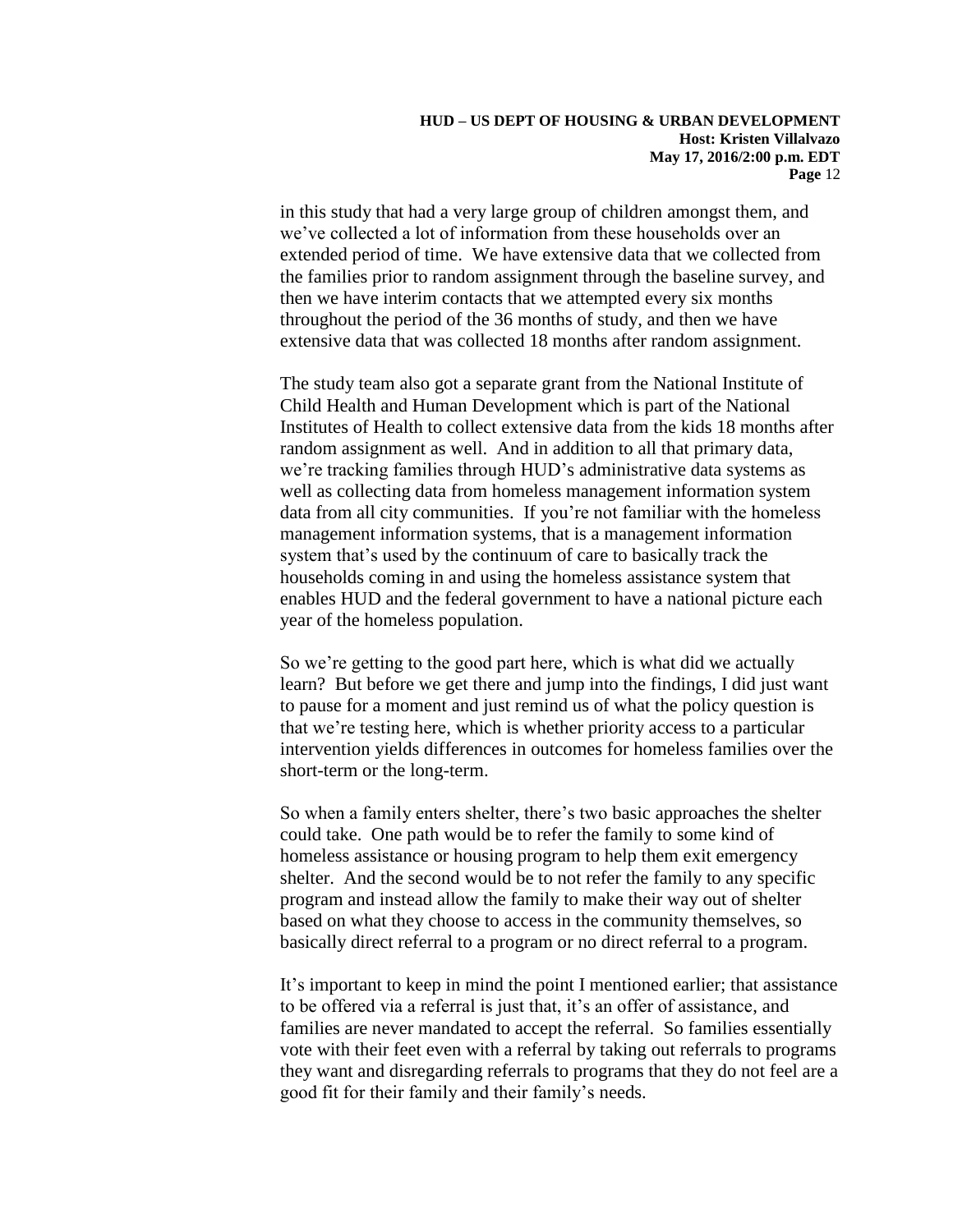in this study that had a very large group of children amongst them, and we've collected a lot of information from these households over an extended period of time. We have extensive data that we collected from the families prior to random assignment through the baseline survey, and then we have interim contacts that we attempted every six months throughout the period of the 36 months of study, and then we have extensive data that was collected 18 months after random assignment.

The study team also got a separate grant from the National Institute of Child Health and Human Development which is part of the National Institutes of Health to collect extensive data from the kids 18 months after random assignment as well. And in addition to all that primary data, we're tracking families through HUD's administrative data systems as well as collecting data from homeless management information system data from all city communities. If you're not familiar with the homeless management information systems, that is a management information system that's used by the continuum of care to basically track the households coming in and using the homeless assistance system that enables HUD and the federal government to have a national picture each year of the homeless population.

So we're getting to the good part here, which is what did we actually learn? But before we get there and jump into the findings, I did just want to pause for a moment and just remind us of what the policy question is that we're testing here, which is whether priority access to a particular intervention yields differences in outcomes for homeless families over the short-term or the long-term.

So when a family enters shelter, there's two basic approaches the shelter could take. One path would be to refer the family to some kind of homeless assistance or housing program to help them exit emergency shelter. And the second would be to not refer the family to any specific program and instead allow the family to make their way out of shelter based on what they choose to access in the community themselves, so basically direct referral to a program or no direct referral to a program.

It's important to keep in mind the point I mentioned earlier; that assistance to be offered via a referral is just that, it's an offer of assistance, and families are never mandated to accept the referral. So families essentially vote with their feet even with a referral by taking out referrals to programs they want and disregarding referrals to programs that they do not feel are a good fit for their family and their family's needs.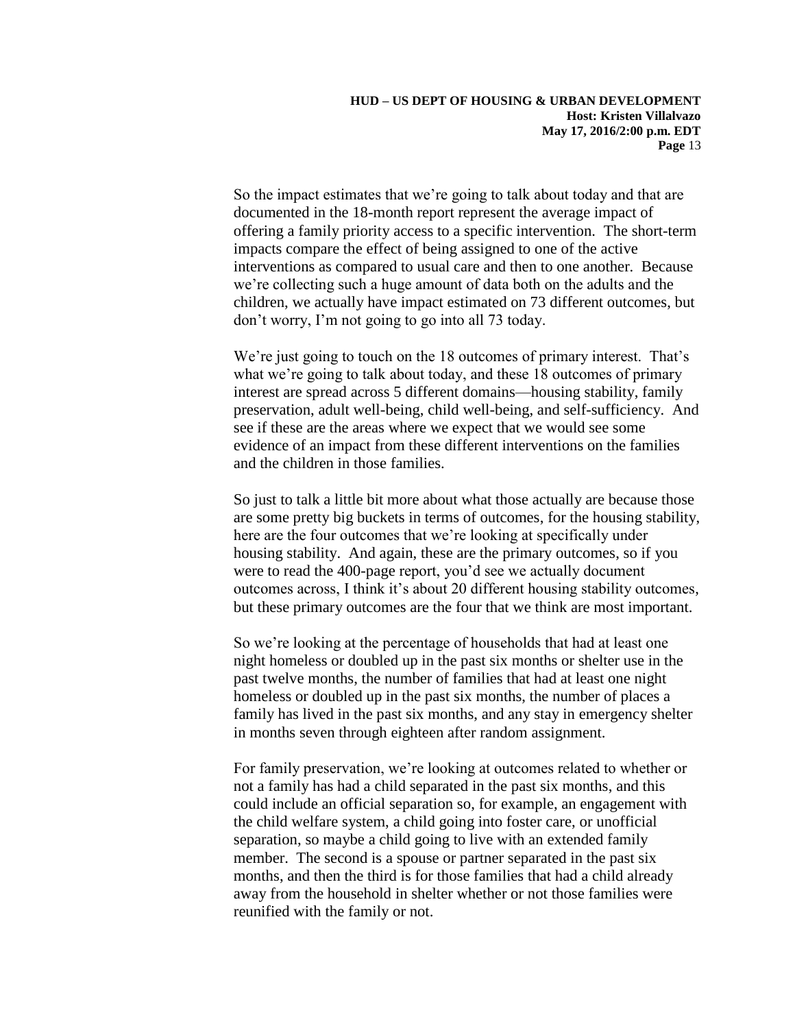So the impact estimates that we're going to talk about today and that are documented in the 18-month report represent the average impact of offering a family priority access to a specific intervention. The short-term impacts compare the effect of being assigned to one of the active interventions as compared to usual care and then to one another. Because we're collecting such a huge amount of data both on the adults and the children, we actually have impact estimated on 73 different outcomes, but don't worry, I'm not going to go into all 73 today.

We're just going to touch on the 18 outcomes of primary interest. That's what we're going to talk about today, and these 18 outcomes of primary interest are spread across 5 different domains—housing stability, family preservation, adult well-being, child well-being, and self-sufficiency. And see if these are the areas where we expect that we would see some evidence of an impact from these different interventions on the families and the children in those families.

So just to talk a little bit more about what those actually are because those are some pretty big buckets in terms of outcomes, for the housing stability, here are the four outcomes that we're looking at specifically under housing stability. And again, these are the primary outcomes, so if you were to read the 400-page report, you'd see we actually document outcomes across, I think it's about 20 different housing stability outcomes, but these primary outcomes are the four that we think are most important.

So we're looking at the percentage of households that had at least one night homeless or doubled up in the past six months or shelter use in the past twelve months, the number of families that had at least one night homeless or doubled up in the past six months, the number of places a family has lived in the past six months, and any stay in emergency shelter in months seven through eighteen after random assignment.

For family preservation, we're looking at outcomes related to whether or not a family has had a child separated in the past six months, and this could include an official separation so, for example, an engagement with the child welfare system, a child going into foster care, or unofficial separation, so maybe a child going to live with an extended family member. The second is a spouse or partner separated in the past six months, and then the third is for those families that had a child already away from the household in shelter whether or not those families were reunified with the family or not.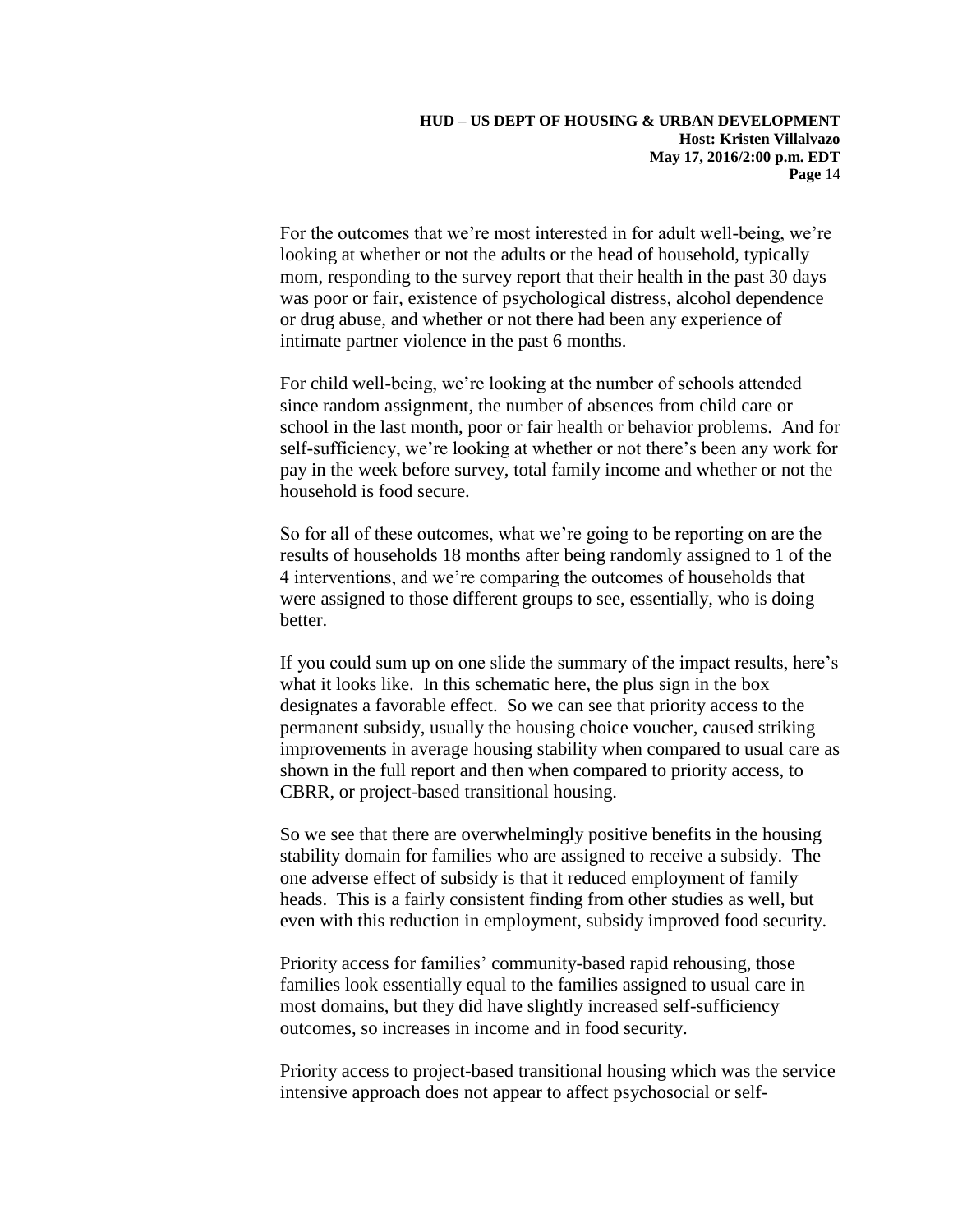For the outcomes that we're most interested in for adult well-being, we're looking at whether or not the adults or the head of household, typically mom, responding to the survey report that their health in the past 30 days was poor or fair, existence of psychological distress, alcohol dependence or drug abuse, and whether or not there had been any experience of intimate partner violence in the past 6 months.

For child well-being, we're looking at the number of schools attended since random assignment, the number of absences from child care or school in the last month, poor or fair health or behavior problems. And for self-sufficiency, we're looking at whether or not there's been any work for pay in the week before survey, total family income and whether or not the household is food secure.

So for all of these outcomes, what we're going to be reporting on are the results of households 18 months after being randomly assigned to 1 of the 4 interventions, and we're comparing the outcomes of households that were assigned to those different groups to see, essentially, who is doing better.

If you could sum up on one slide the summary of the impact results, here's what it looks like. In this schematic here, the plus sign in the box designates a favorable effect. So we can see that priority access to the permanent subsidy, usually the housing choice voucher, caused striking improvements in average housing stability when compared to usual care as shown in the full report and then when compared to priority access, to CBRR, or project-based transitional housing.

So we see that there are overwhelmingly positive benefits in the housing stability domain for families who are assigned to receive a subsidy. The one adverse effect of subsidy is that it reduced employment of family heads. This is a fairly consistent finding from other studies as well, but even with this reduction in employment, subsidy improved food security.

Priority access for families' community-based rapid rehousing, those families look essentially equal to the families assigned to usual care in most domains, but they did have slightly increased self-sufficiency outcomes, so increases in income and in food security.

Priority access to project-based transitional housing which was the service intensive approach does not appear to affect psychosocial or self-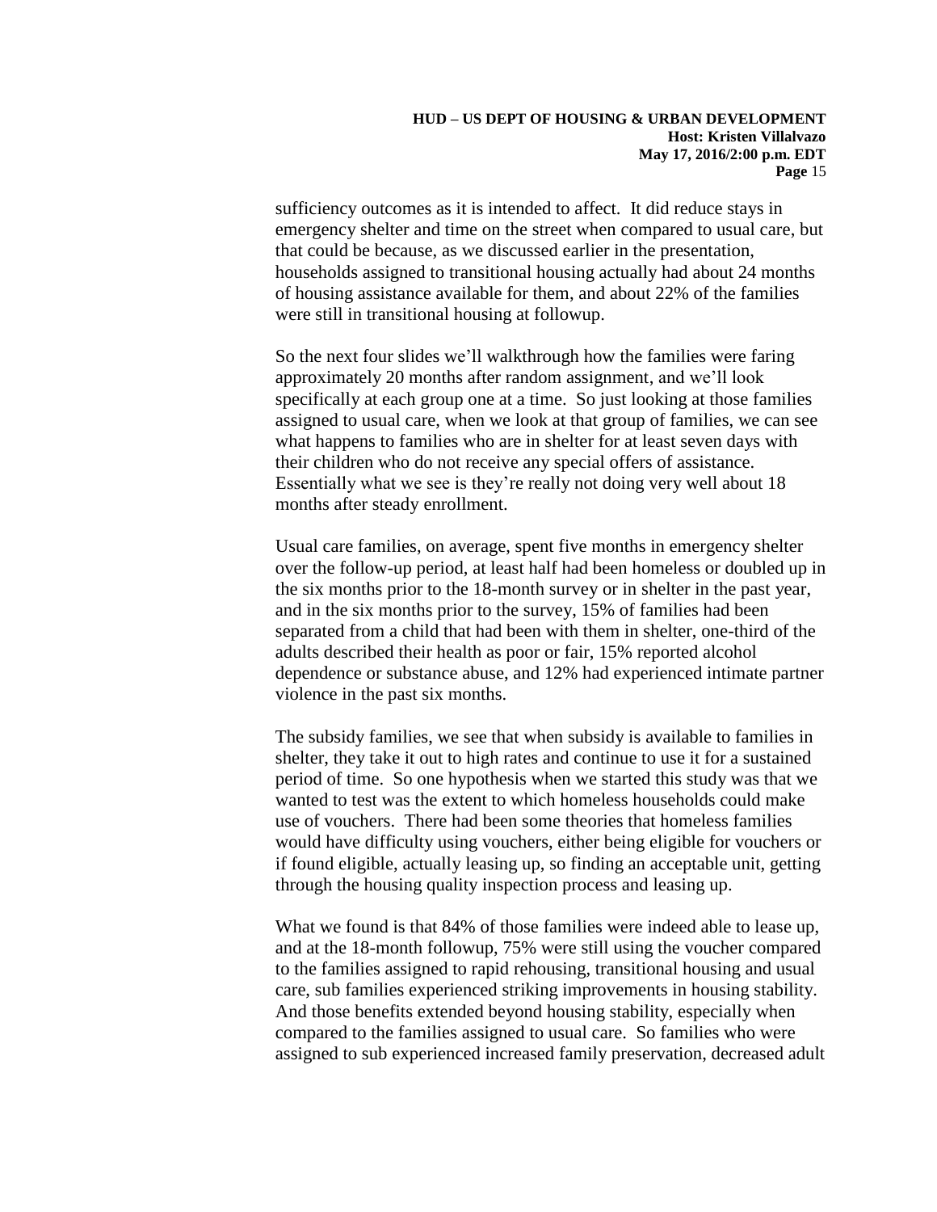sufficiency outcomes as it is intended to affect. It did reduce stays in emergency shelter and time on the street when compared to usual care, but that could be because, as we discussed earlier in the presentation, households assigned to transitional housing actually had about 24 months of housing assistance available for them, and about 22% of the families were still in transitional housing at followup.

So the next four slides we'll walkthrough how the families were faring approximately 20 months after random assignment, and we'll look specifically at each group one at a time. So just looking at those families assigned to usual care, when we look at that group of families, we can see what happens to families who are in shelter for at least seven days with their children who do not receive any special offers of assistance. Essentially what we see is they're really not doing very well about 18 months after steady enrollment.

Usual care families, on average, spent five months in emergency shelter over the follow-up period, at least half had been homeless or doubled up in the six months prior to the 18-month survey or in shelter in the past year, and in the six months prior to the survey, 15% of families had been separated from a child that had been with them in shelter, one-third of the adults described their health as poor or fair, 15% reported alcohol dependence or substance abuse, and 12% had experienced intimate partner violence in the past six months.

The subsidy families, we see that when subsidy is available to families in shelter, they take it out to high rates and continue to use it for a sustained period of time. So one hypothesis when we started this study was that we wanted to test was the extent to which homeless households could make use of vouchers. There had been some theories that homeless families would have difficulty using vouchers, either being eligible for vouchers or if found eligible, actually leasing up, so finding an acceptable unit, getting through the housing quality inspection process and leasing up.

What we found is that 84% of those families were indeed able to lease up, and at the 18-month followup, 75% were still using the voucher compared to the families assigned to rapid rehousing, transitional housing and usual care, sub families experienced striking improvements in housing stability. And those benefits extended beyond housing stability, especially when compared to the families assigned to usual care. So families who were assigned to sub experienced increased family preservation, decreased adult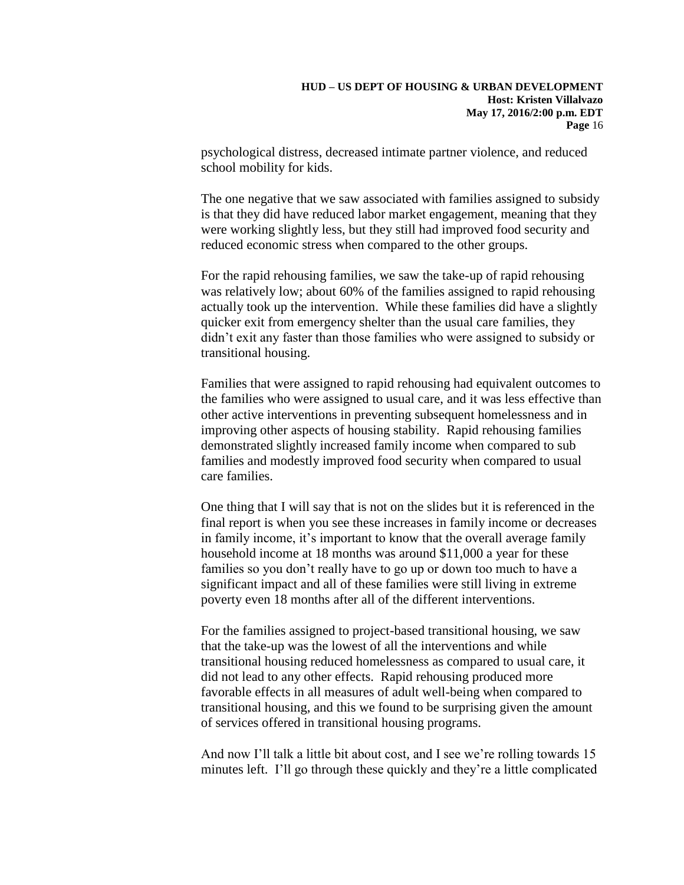psychological distress, decreased intimate partner violence, and reduced school mobility for kids.

The one negative that we saw associated with families assigned to subsidy is that they did have reduced labor market engagement, meaning that they were working slightly less, but they still had improved food security and reduced economic stress when compared to the other groups.

For the rapid rehousing families, we saw the take-up of rapid rehousing was relatively low; about 60% of the families assigned to rapid rehousing actually took up the intervention. While these families did have a slightly quicker exit from emergency shelter than the usual care families, they didn't exit any faster than those families who were assigned to subsidy or transitional housing.

Families that were assigned to rapid rehousing had equivalent outcomes to the families who were assigned to usual care, and it was less effective than other active interventions in preventing subsequent homelessness and in improving other aspects of housing stability. Rapid rehousing families demonstrated slightly increased family income when compared to sub families and modestly improved food security when compared to usual care families.

One thing that I will say that is not on the slides but it is referenced in the final report is when you see these increases in family income or decreases in family income, it's important to know that the overall average family household income at 18 months was around $11,000 a year for these families so you don't really have to go up or down too much to have a significant impact and all of these families were still living in extreme poverty even 18 months after all of the different interventions.

For the families assigned to project-based transitional housing, we saw that the take-up was the lowest of all the interventions and while transitional housing reduced homelessness as compared to usual care, it did not lead to any other effects. Rapid rehousing produced more favorable effects in all measures of adult well-being when compared to transitional housing, and this we found to be surprising given the amount of services offered in transitional housing programs.

And now I'll talk a little bit about cost, and I see we're rolling towards 15 minutes left. I'll go through these quickly and they're a little complicated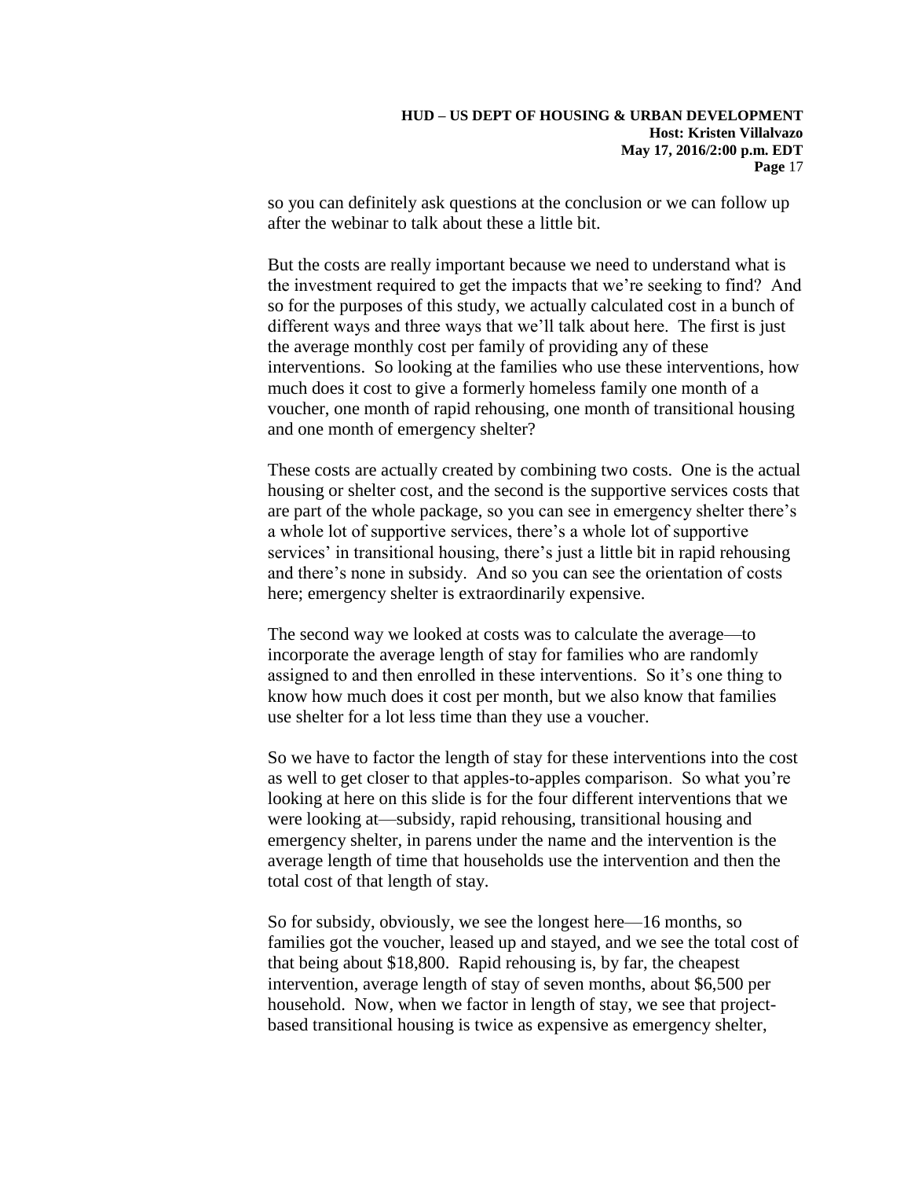so you can definitely ask questions at the conclusion or we can follow up after the webinar to talk about these a little bit.

But the costs are really important because we need to understand what is the investment required to get the impacts that we're seeking to find? And so for the purposes of this study, we actually calculated cost in a bunch of different ways and three ways that we'll talk about here. The first is just the average monthly cost per family of providing any of these interventions. So looking at the families who use these interventions, how much does it cost to give a formerly homeless family one month of a voucher, one month of rapid rehousing, one month of transitional housing and one month of emergency shelter?

These costs are actually created by combining two costs. One is the actual housing or shelter cost, and the second is the supportive services costs that are part of the whole package, so you can see in emergency shelter there's a whole lot of supportive services, there's a whole lot of supportive services' in transitional housing, there's just a little bit in rapid rehousing and there's none in subsidy. And so you can see the orientation of costs here; emergency shelter is extraordinarily expensive.

The second way we looked at costs was to calculate the average—to incorporate the average length of stay for families who are randomly assigned to and then enrolled in these interventions. So it's one thing to know how much does it cost per month, but we also know that families use shelter for a lot less time than they use a voucher.

So we have to factor the length of stay for these interventions into the cost as well to get closer to that apples-to-apples comparison. So what you're looking at here on this slide is for the four different interventions that we were looking at—subsidy, rapid rehousing, transitional housing and emergency shelter, in parens under the name and the intervention is the average length of time that households use the intervention and then the total cost of that length of stay.

So for subsidy, obviously, we see the longest here—16 months, so families got the voucher, leased up and stayed, and we see the total cost of that being about $18,800. Rapid rehousing is, by far, the cheapest intervention, average length of stay of seven months, about $6,500 per household. Now, when we factor in length of stay, we see that project-based transitional housing is twice as expensive as emergency shelter,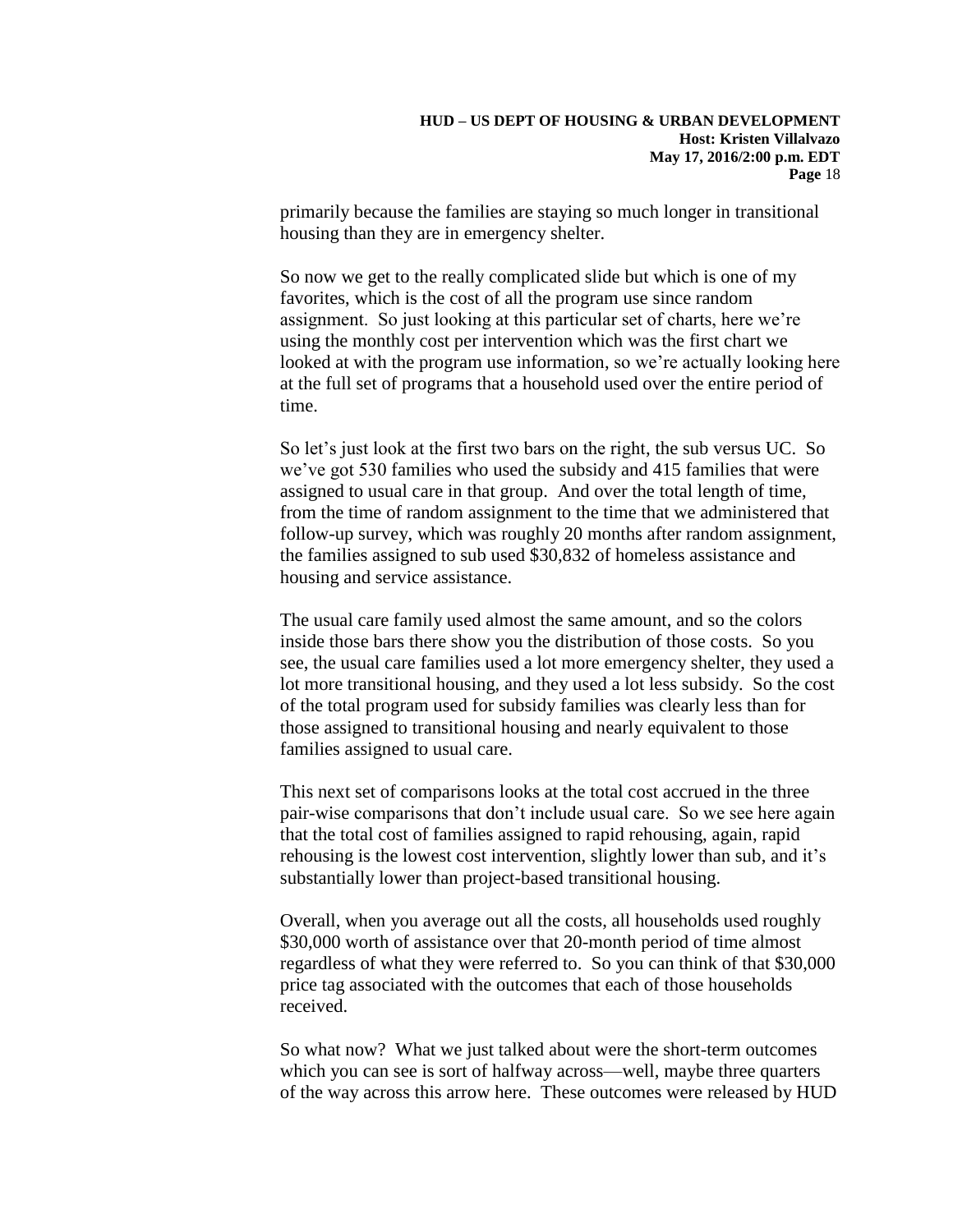primarily because the families are staying so much longer in transitional housing than they are in emergency shelter.

So now we get to the really complicated slide but which is one of my favorites, which is the cost of all the program use since random assignment. So just looking at this particular set of charts, here we're using the monthly cost per intervention which was the first chart we looked at with the program use information, so we're actually looking here at the full set of programs that a household used over the entire period of time.

So let's just look at the first two bars on the right, the sub versus UC. So we've got 530 families who used the subsidy and 415 families that were assigned to usual care in that group. And over the total length of time, from the time of random assignment to the time that we administered that follow-up survey, which was roughly 20 months after random assignment, the families assigned to sub used $30,832 of homeless assistance and housing and service assistance.

The usual care family used almost the same amount, and so the colors inside those bars there show you the distribution of those costs. So you see, the usual care families used a lot more emergency shelter, they used a lot more transitional housing, and they used a lot less subsidy. So the cost of the total program used for subsidy families was clearly less than for those assigned to transitional housing and nearly equivalent to those families assigned to usual care.

This next set of comparisons looks at the total cost accrued in the three pair-wise comparisons that don't include usual care. So we see here again that the total cost of families assigned to rapid rehousing, again, rapid rehousing is the lowest cost intervention, slightly lower than sub, and it's substantially lower than project-based transitional housing.

Overall, when you average out all the costs, all households used roughly $30,000 worth of assistance over that 20-month period of time almost regardless of what they were referred to. So you can think of that $30,000 price tag associated with the outcomes that each of those households received.

So what now? What we just talked about were the short-term outcomes which you can see is sort of halfway across—well, maybe three quarters of the way across this arrow here. These outcomes were released by HUD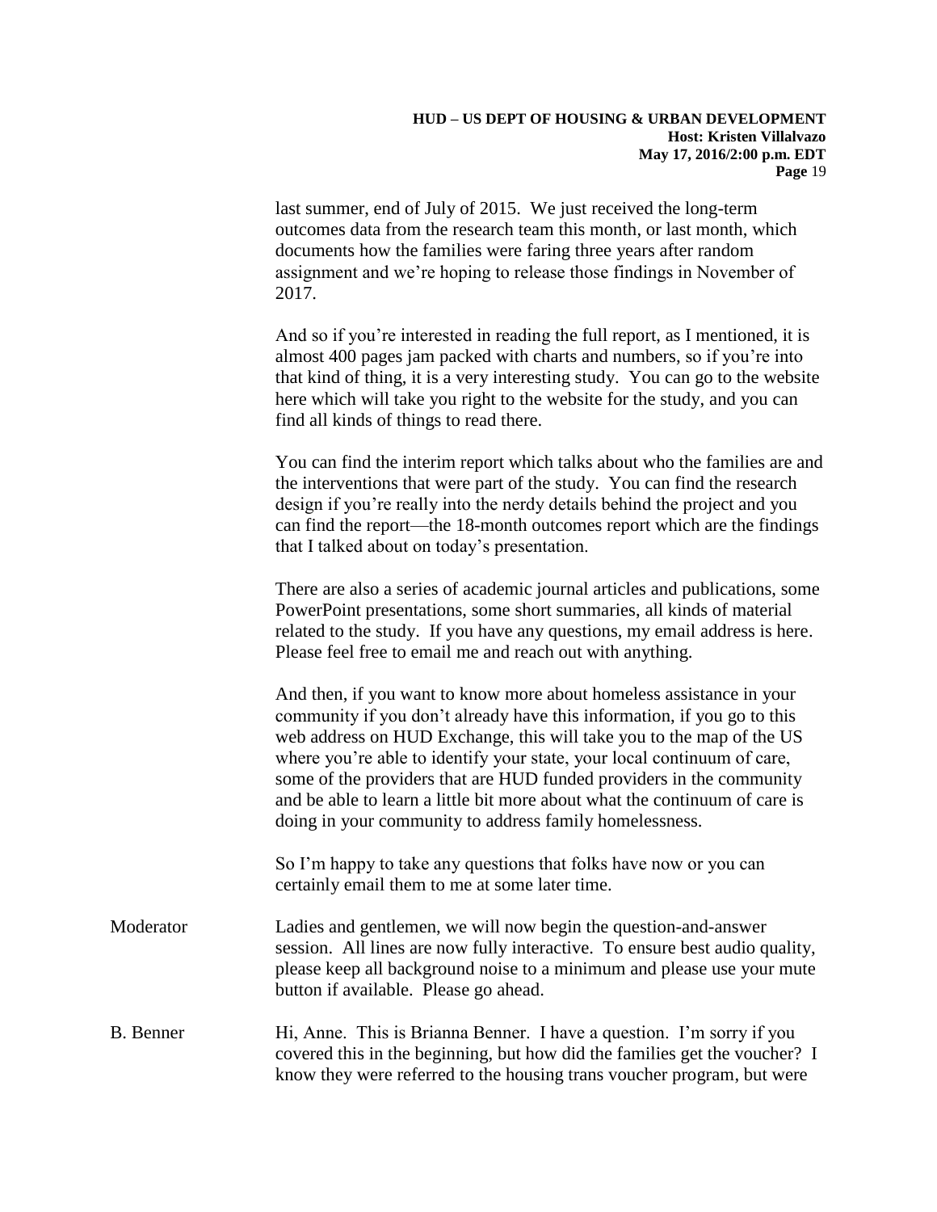last summer, end of July of 2015. We just received the long-term outcomes data from the research team this month, or last month, which documents how the families were faring three years after random assignment and we're hoping to release those findings in November of 2017.

And so if you're interested in reading the full report, as I mentioned, it is almost 400 pages jam packed with charts and numbers, so if you're into that kind of thing, it is a very interesting study. You can go to the website here which will take you right to the website for the study, and you can find all kinds of things to read there.

You can find the interim report which talks about who the families are and the interventions that were part of the study. You can find the research design if you're really into the nerdy details behind the project and you can find the report—the 18-month outcomes report which are the findings that I talked about on today's presentation.

There are also a series of academic journal articles and publications, some PowerPoint presentations, some short summaries, all kinds of material related to the study. If you have any questions, my email address is here. Please feel free to email me and reach out with anything.

And then, if you want to know more about homeless assistance in your community if you don't already have this information, if you go to this web address on HUD Exchange, this will take you to the map of the US where you're able to identify your state, your local continuum of care, some of the providers that are HUD funded providers in the community and be able to learn a little bit more about what the continuum of care is doing in your community to address family homelessness.

So I'm happy to take any questions that folks have now or you can certainly email them to me at some later time.

Moderator: Ladies and gentlemen, we will now begin the question-and-answer session. All lines are now fully interactive. To ensure best audio quality, please keep all background noise to a minimum and please use your mute button if available. Please go ahead.

B. Benner: Hi, Anne. This is Brianna Benner. I have a question. I'm sorry if you covered this in the beginning, but how did the families get the voucher? I know they were referred to the housing trans voucher program, but were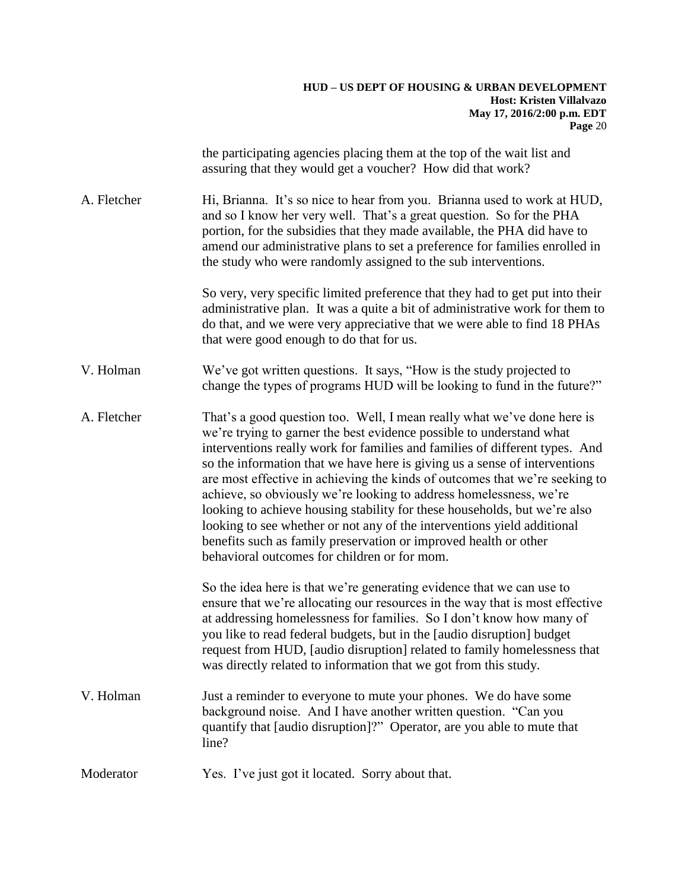the participating agencies placing them at the top of the wait list and assuring that they would get a voucher? How did that work?

A. Fletcher Hi, Brianna. It's so nice to hear from you. Brianna used to work at HUD, and so I know her very well. That's a great question. So for the PHA portion, for the subsidies that they made available, the PHA did have to amend our administrative plans to set a preference for families enrolled in the study who were randomly assigned to the sub interventions.

So very, very specific limited preference that they had to get put into their administrative plan. It was a quite a bit of administrative work for them to do that, and we were very appreciative that we were able to find 18 PHAs that were good enough to do that for us.

V. Holman We've got written questions. It says, "How is the study projected to change the types of programs HUD will be looking to fund in the future?"

A. Fletcher That's a good question too. Well, I mean really what we've done here is we're trying to garner the best evidence possible to understand what interventions really work for families and families of different types. And so the information that we have here is giving us a sense of interventions are most effective in achieving the kinds of outcomes that we're seeking to achieve, so obviously we're looking to address homelessness, we're looking to achieve housing stability for these households, but we're also looking to see whether or not any of the interventions yield additional benefits such as family preservation or improved health or other behavioral outcomes for children or for mom.

So the idea here is that we're generating evidence that we can use to ensure that we're allocating our resources in the way that is most effective at addressing homelessness for families. So I don't know how many of you like to read federal budgets, but in the [audio disruption] budget request from HUD, [audio disruption] related to family homelessness that was directly related to information that we got from this study.

V. Holman Just a reminder to everyone to mute your phones. We do have some background noise. And I have another written question. "Can you quantify that [audio disruption]?" Operator, are you able to mute that line?

Moderator Yes. I've just got it located. Sorry about that.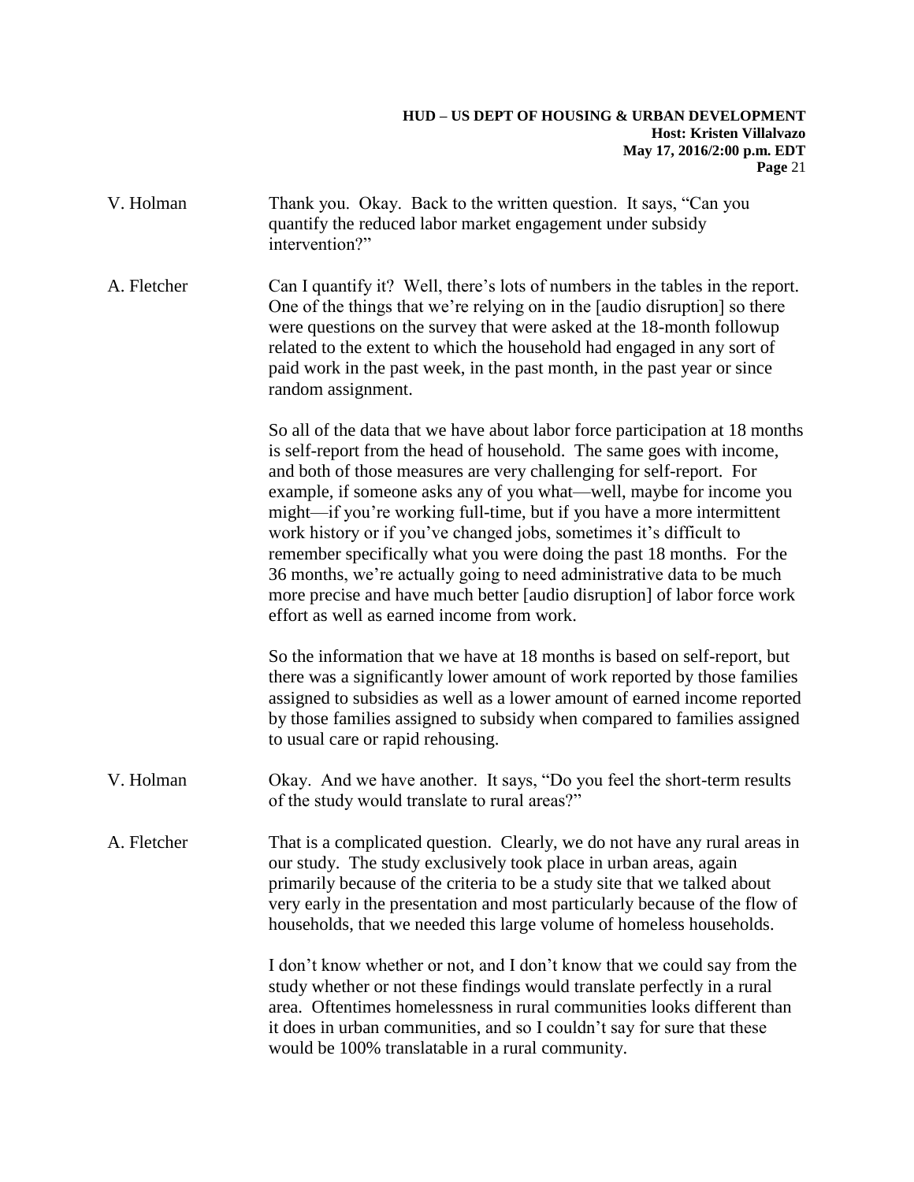V. Holman Thank you. Okay. Back to the written question. It says, "Can you quantify the reduced labor market engagement under subsidy intervention?"

A. Fletcher Can I quantify it? Well, there's lots of numbers in the tables in the report. One of the things that we're relying on in the [audio disruption] so there were questions on the survey that were asked at the 18-month followup related to the extent to which the household had engaged in any sort of paid work in the past week, in the past month, in the past year or since random assignment.

So all of the data that we have about labor force participation at 18 months is self-report from the head of household. The same goes with income, and both of those measures are very challenging for self-report. For example, if someone asks any of you what—well, maybe for income you might—if you're working full-time, but if you have a more intermittent work history or if you've changed jobs, sometimes it's difficult to remember specifically what you were doing the past 18 months. For the 36 months, we're actually going to need administrative data to be much more precise and have much better [audio disruption] of labor force work effort as well as earned income from work.

So the information that we have at 18 months is based on self-report, but there was a significantly lower amount of work reported by those families assigned to subsidies as well as a lower amount of earned income reported by those families assigned to subsidy when compared to families assigned to usual care or rapid rehousing.

V. Holman Okay. And we have another. It says, "Do you feel the short-term results of the study would translate to rural areas?"

A. Fletcher That is a complicated question. Clearly, we do not have any rural areas in our study. The study exclusively took place in urban areas, again primarily because of the criteria to be a study site that we talked about very early in the presentation and most particularly because of the flow of households, that we needed this large volume of homeless households.

I don't know whether or not, and I don't know that we could say from the study whether or not these findings would translate perfectly in a rural area. Oftentimes homelessness in rural communities looks different than it does in urban communities, and so I couldn't say for sure that these would be 100% translatable in a rural community.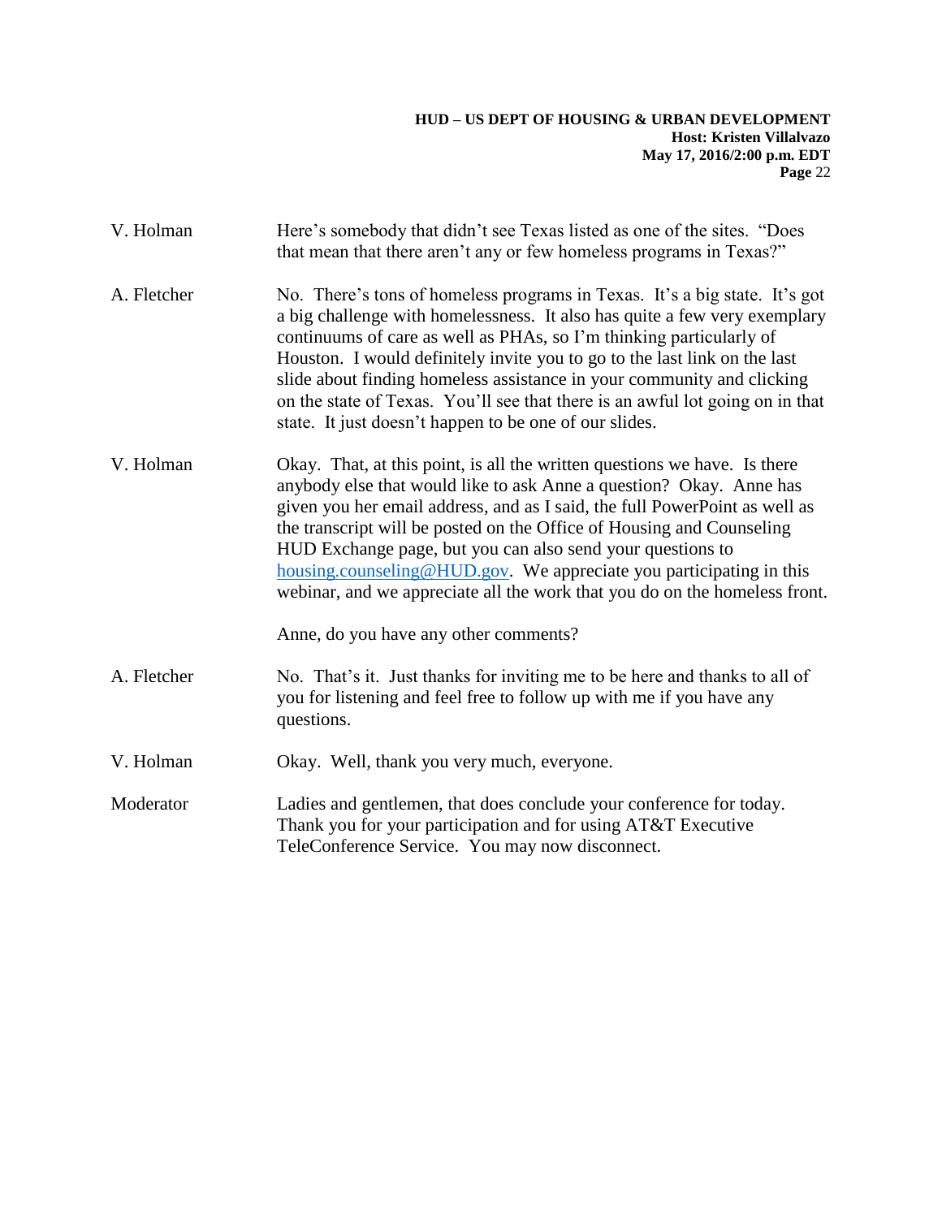V. Holman Here's somebody that didn't see Texas listed as one of the sites. "Does that mean that there aren't any or few homeless programs in Texas?"

A. Fletcher No. There's tons of homeless programs in Texas. It's a big state. It's got a big challenge with homelessness. It also has quite a few very exemplary continuums of care as well as PHAs, so I'm thinking particularly of Houston. I would definitely invite you to go to the last link on the last slide about finding homeless assistance in your community and clicking on the state of Texas. You'll see that there is an awful lot going on in that state. It just doesn't happen to be one of our slides.

V. Holman Okay. That, at this point, is all the written questions we have. Is there anybody else that would like to ask Anne a question? Okay. Anne has given you her email address, and as I said, the full PowerPoint as well as the transcript will be posted on the Office of Housing and Counseling HUD Exchange page, but you can also send your questions to housing.counseling@HUD.gov. We appreciate you participating in this webinar, and we appreciate all the work that you do on the homeless front.

Anne, do you have any other comments?

A. Fletcher No. That's it. Just thanks for inviting me to be here and thanks to all of you for listening and feel free to follow up with me if you have any questions.

V. Holman Okay. Well, thank you very much, everyone.

Moderator Ladies and gentlemen, that does conclude your conference for today. Thank you for your participation and for using AT&T Executive TeleConference Service. You may now disconnect.